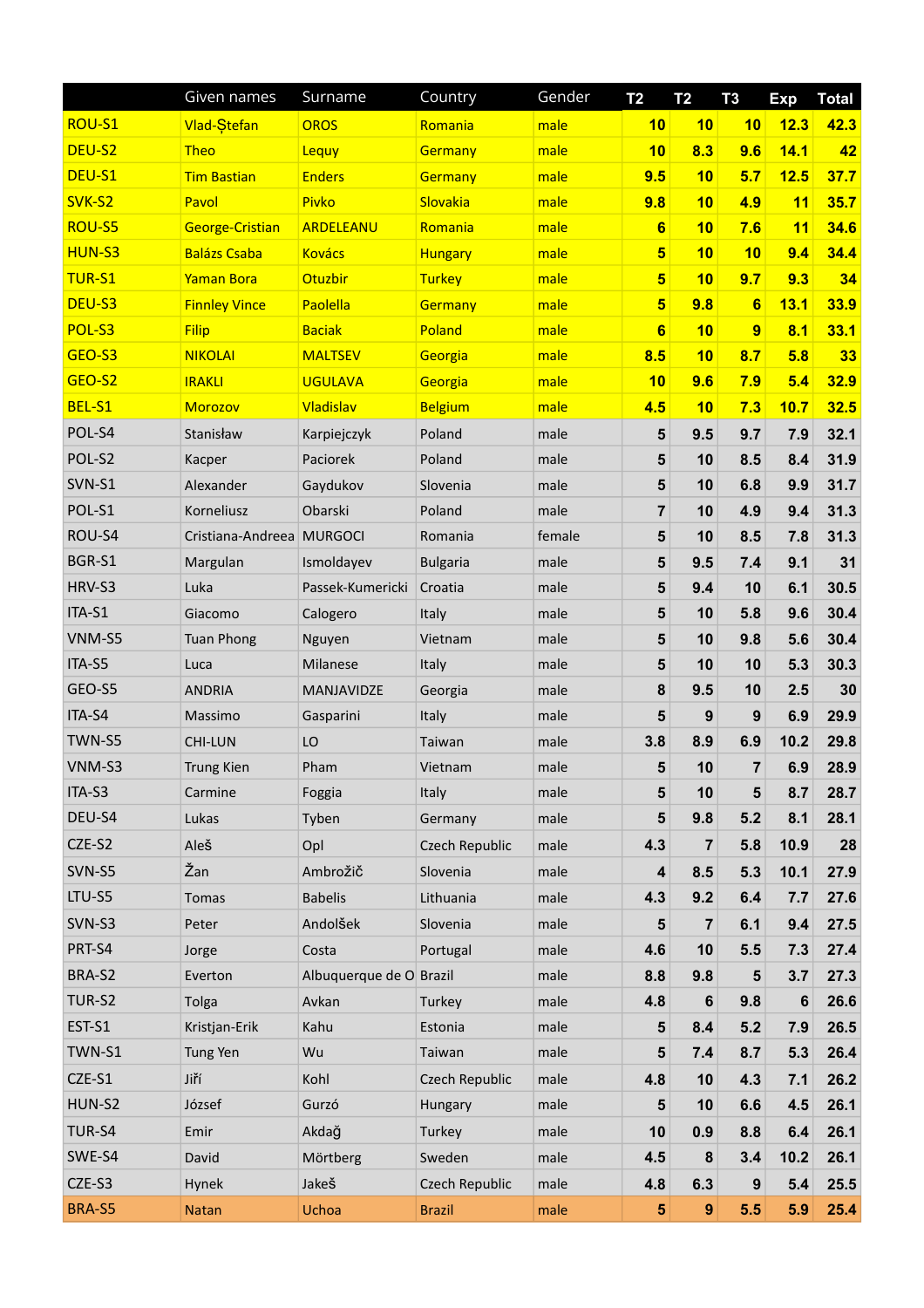| | Given names | Surname | Country | Gender | T2 | T2 | T3 | Exp | Total |
|---|---|---|---|---|---|---|---|---|---|
| ROU-S1 | Vlad-Ștefan | OROS | Romania | male | 10 | 10 | 10 | 12.3 | 42.3 |
| DEU-S2 | Theo | Lequy | Germany | male | 10 | 8.3 | 9.6 | 14.1 | 42 |
| DEU-S1 | Tim Bastian | Enders | Germany | male | 9.5 | 10 | 5.7 | 12.5 | 37.7 |
| SVK-S2 | Pavol | Pivko | Slovakia | male | 9.8 | 10 | 4.9 | 11 | 35.7 |
| ROU-S5 | George-Cristian | ARDELEANU | Romania | male | 6 | 10 | 7.6 | 11 | 34.6 |
| HUN-S3 | Balázs Csaba | Kovács | Hungary | male | 5 | 10 | 10 | 9.4 | 34.4 |
| TUR-S1 | Yaman Bora | Otuzbir | Turkey | male | 5 | 10 | 9.7 | 9.3 | 34 |
| DEU-S3 | Finnley Vince | Paolella | Germany | male | 5 | 9.8 | 6 | 13.1 | 33.9 |
| POL-S3 | Filip | Baciak | Poland | male | 6 | 10 | 9 | 8.1 | 33.1 |
| GEO-S3 | NIKOLAI | MALTSEV | Georgia | male | 8.5 | 10 | 8.7 | 5.8 | 33 |
| GEO-S2 | IRAKLI | UGULAVA | Georgia | male | 10 | 9.6 | 7.9 | 5.4 | 32.9 |
| BEL-S1 | Morozov | Vladislav | Belgium | male | 4.5 | 10 | 7.3 | 10.7 | 32.5 |
| POL-S4 | Stanisław | Karpiejczyk | Poland | male | 5 | 9.5 | 9.7 | 7.9 | 32.1 |
| POL-S2 | Kacper | Paciorek | Poland | male | 5 | 10 | 8.5 | 8.4 | 31.9 |
| SVN-S1 | Alexander | Gaydukov | Slovenia | male | 5 | 10 | 6.8 | 9.9 | 31.7 |
| POL-S1 | Korneliusz | Obarski | Poland | male | 7 | 10 | 4.9 | 9.4 | 31.3 |
| ROU-S4 | Cristiana-Andreea | MURGOCI | Romania | female | 5 | 10 | 8.5 | 7.8 | 31.3 |
| BGR-S1 | Margulan | Ismoldayev | Bulgaria | male | 5 | 9.5 | 7.4 | 9.1 | 31 |
| HRV-S3 | Luka | Passek-Kumericki | Croatia | male | 5 | 9.4 | 10 | 6.1 | 30.5 |
| ITA-S1 | Giacomo | Calogero | Italy | male | 5 | 10 | 5.8 | 9.6 | 30.4 |
| VNM-S5 | Tuan Phong | Nguyen | Vietnam | male | 5 | 10 | 9.8 | 5.6 | 30.4 |
| ITA-S5 | Luca | Milanese | Italy | male | 5 | 10 | 10 | 5.3 | 30.3 |
| GEO-S5 | ANDRIA | MANJAVIDZE | Georgia | male | 8 | 9.5 | 10 | 2.5 | 30 |
| ITA-S4 | Massimo | Gasparini | Italy | male | 5 | 9 | 9 | 6.9 | 29.9 |
| TWN-S5 | CHI-LUN | LO | Taiwan | male | 3.8 | 8.9 | 6.9 | 10.2 | 29.8 |
| VNM-S3 | Trung Kien | Pham | Vietnam | male | 5 | 10 | 7 | 6.9 | 28.9 |
| ITA-S3 | Carmine | Foggia | Italy | male | 5 | 10 | 5 | 8.7 | 28.7 |
| DEU-S4 | Lukas | Tyben | Germany | male | 5 | 9.8 | 5.2 | 8.1 | 28.1 |
| CZE-S2 | Aleš | Opl | Czech Republic | male | 4.3 | 7 | 5.8 | 10.9 | 28 |
| SVN-S5 | Žan | Ambrožič | Slovenia | male | 4 | 8.5 | 5.3 | 10.1 | 27.9 |
| LTU-S5 | Tomas | Babelis | Lithuania | male | 4.3 | 9.2 | 6.4 | 7.7 | 27.6 |
| SVN-S3 | Peter | Andolšek | Slovenia | male | 5 | 7 | 6.1 | 9.4 | 27.5 |
| PRT-S4 | Jorge | Costa | Portugal | male | 4.6 | 10 | 5.5 | 7.3 | 27.4 |
| BRA-S2 | Everton | Albuquerque de O | Brazil | male | 8.8 | 9.8 | 5 | 3.7 | 27.3 |
| TUR-S2 | Tolga | Avkan | Turkey | male | 4.8 | 6 | 9.8 | 6 | 26.6 |
| EST-S1 | Kristjan-Erik | Kahu | Estonia | male | 5 | 8.4 | 5.2 | 7.9 | 26.5 |
| TWN-S1 | Tung Yen | Wu | Taiwan | male | 5 | 7.4 | 8.7 | 5.3 | 26.4 |
| CZE-S1 | Jiří | Kohl | Czech Republic | male | 4.8 | 10 | 4.3 | 7.1 | 26.2 |
| HUN-S2 | József | Gurzó | Hungary | male | 5 | 10 | 6.6 | 4.5 | 26.1 |
| TUR-S4 | Emir | Akdağ | Turkey | male | 10 | 0.9 | 8.8 | 6.4 | 26.1 |
| SWE-S4 | David | Mörtberg | Sweden | male | 4.5 | 8 | 3.4 | 10.2 | 26.1 |
| CZE-S3 | Hynek | Jakeš | Czech Republic | male | 4.8 | 6.3 | 9 | 5.4 | 25.5 |
| BRA-S5 | Natan | Uchoa | Brazil | male | 5 | 9 | 5.5 | 5.9 | 25.4 |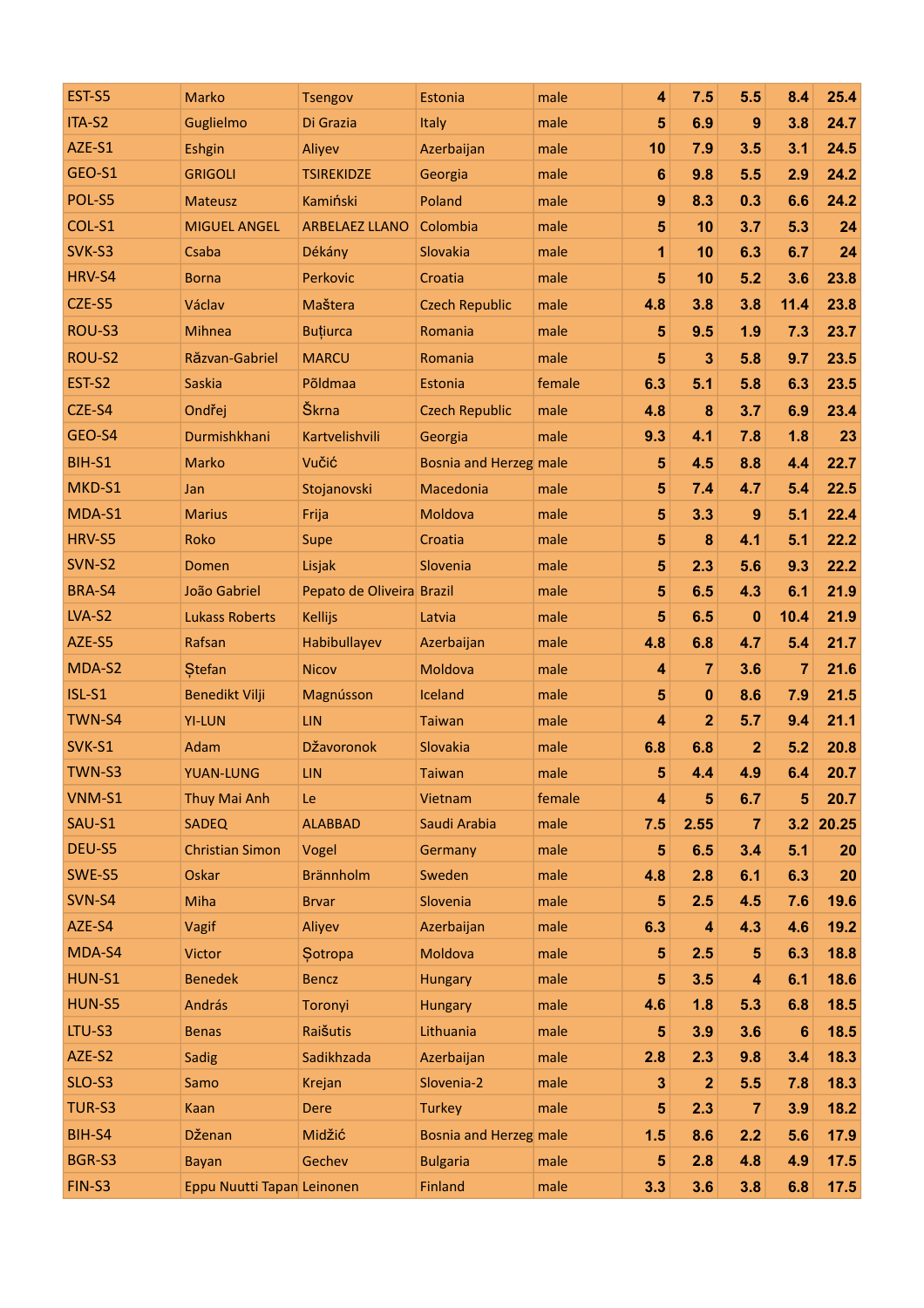| | | | | | | | | | |
|---|---|---|---|---|---|---|---|---|---|
| EST-S5 | Marko | Tsengov | Estonia | male | 4 | 7.5 | 5.5 | 8.4 | 25.4 |
| ITA-S2 | Guglielmo | Di Grazia | Italy | male | 5 | 6.9 | 9 | 3.8 | 24.7 |
| AZE-S1 | Eshgin | Aliyev | Azerbaijan | male | 10 | 7.9 | 3.5 | 3.1 | 24.5 |
| GEO-S1 | GRIGOLI | TSIREKIDZE | Georgia | male | 6 | 9.8 | 5.5 | 2.9 | 24.2 |
| POL-S5 | Mateusz | Kamiński | Poland | male | 9 | 8.3 | 0.3 | 6.6 | 24.2 |
| COL-S1 | MIGUEL ANGEL | ARBELAEZ LLANO | Colombia | male | 5 | 10 | 3.7 | 5.3 | 24 |
| SVK-S3 | Csaba | Dékány | Slovakia | male | 1 | 10 | 6.3 | 6.7 | 24 |
| HRV-S4 | Borna | Perkovic | Croatia | male | 5 | 10 | 5.2 | 3.6 | 23.8 |
| CZE-S5 | Václav | Maštera | Czech Republic | male | 4.8 | 3.8 | 3.8 | 11.4 | 23.8 |
| ROU-S3 | Mihnea | Buțiurca | Romania | male | 5 | 9.5 | 1.9 | 7.3 | 23.7 |
| ROU-S2 | Răzvan-Gabriel | MARCU | Romania | male | 5 | 3 | 5.8 | 9.7 | 23.5 |
| EST-S2 | Saskia | Põldmaa | Estonia | female | 6.3 | 5.1 | 5.8 | 6.3 | 23.5 |
| CZE-S4 | Ondřej | Škrna | Czech Republic | male | 4.8 | 8 | 3.7 | 6.9 | 23.4 |
| GEO-S4 | Durmishkhani | Kartvelishvili | Georgia | male | 9.3 | 4.1 | 7.8 | 1.8 | 23 |
| BIH-S1 | Marko | Vučić | Bosnia and Herzeg | male | 5 | 4.5 | 8.8 | 4.4 | 22.7 |
| MKD-S1 | Jan | Stojanovski | Macedonia | male | 5 | 7.4 | 4.7 | 5.4 | 22.5 |
| MDA-S1 | Marius | Frija | Moldova | male | 5 | 3.3 | 9 | 5.1 | 22.4 |
| HRV-S5 | Roko | Supe | Croatia | male | 5 | 8 | 4.1 | 5.1 | 22.2 |
| SVN-S2 | Domen | Lisjak | Slovenia | male | 5 | 2.3 | 5.6 | 9.3 | 22.2 |
| BRA-S4 | João Gabriel | Pepato de Oliveira | Brazil | male | 5 | 6.5 | 4.3 | 6.1 | 21.9 |
| LVA-S2 | Lukass Roberts | Kellijs | Latvia | male | 5 | 6.5 | 0 | 10.4 | 21.9 |
| AZE-S5 | Rafsan | Habibullayev | Azerbaijan | male | 4.8 | 6.8 | 4.7 | 5.4 | 21.7 |
| MDA-S2 | Ștefan | Nicov | Moldova | male | 4 | 7 | 3.6 | 7 | 21.6 |
| ISL-S1 | Benedikt Vilji | Magnússon | Iceland | male | 5 | 0 | 8.6 | 7.9 | 21.5 |
| TWN-S4 | YI-LUN | LIN | Taiwan | male | 4 | 2 | 5.7 | 9.4 | 21.1 |
| SVK-S1 | Adam | Džavoronok | Slovakia | male | 6.8 | 6.8 | 2 | 5.2 | 20.8 |
| TWN-S3 | YUAN-LUNG | LIN | Taiwan | male | 5 | 4.4 | 4.9 | 6.4 | 20.7 |
| VNM-S1 | Thuy Mai Anh | Le | Vietnam | female | 4 | 5 | 6.7 | 5 | 20.7 |
| SAU-S1 | SADEQ | ALABBAD | Saudi Arabia | male | 7.5 | 2.55 | 7 | 3.2 | 20.25 |
| DEU-S5 | Christian Simon | Vogel | Germany | male | 5 | 6.5 | 3.4 | 5.1 | 20 |
| SWE-S5 | Oskar | Brännholm | Sweden | male | 4.8 | 2.8 | 6.1 | 6.3 | 20 |
| SVN-S4 | Miha | Brvar | Slovenia | male | 5 | 2.5 | 4.5 | 7.6 | 19.6 |
| AZE-S4 | Vagif | Aliyev | Azerbaijan | male | 6.3 | 4 | 4.3 | 4.6 | 19.2 |
| MDA-S4 | Victor | Șotropa | Moldova | male | 5 | 2.5 | 5 | 6.3 | 18.8 |
| HUN-S1 | Benedek | Bencz | Hungary | male | 5 | 3.5 | 4 | 6.1 | 18.6 |
| HUN-S5 | András | Toronyi | Hungary | male | 4.6 | 1.8 | 5.3 | 6.8 | 18.5 |
| LTU-S3 | Benas | Raišutis | Lithuania | male | 5 | 3.9 | 3.6 | 6 | 18.5 |
| AZE-S2 | Sadig | Sadikhzada | Azerbaijan | male | 2.8 | 2.3 | 9.8 | 3.4 | 18.3 |
| SLO-S3 | Samo | Krejan | Slovenia-2 | male | 3 | 2 | 5.5 | 7.8 | 18.3 |
| TUR-S3 | Kaan | Dere | Turkey | male | 5 | 2.3 | 7 | 3.9 | 18.2 |
| BIH-S4 | Dženan | Midžić | Bosnia and Herzeg | male | 1.5 | 8.6 | 2.2 | 5.6 | 17.9 |
| BGR-S3 | Bayan | Gechev | Bulgaria | male | 5 | 2.8 | 4.8 | 4.9 | 17.5 |
| FIN-S3 | Eppu Nuutti Tapan | Leinonen | Finland | male | 3.3 | 3.6 | 3.8 | 6.8 | 17.5 |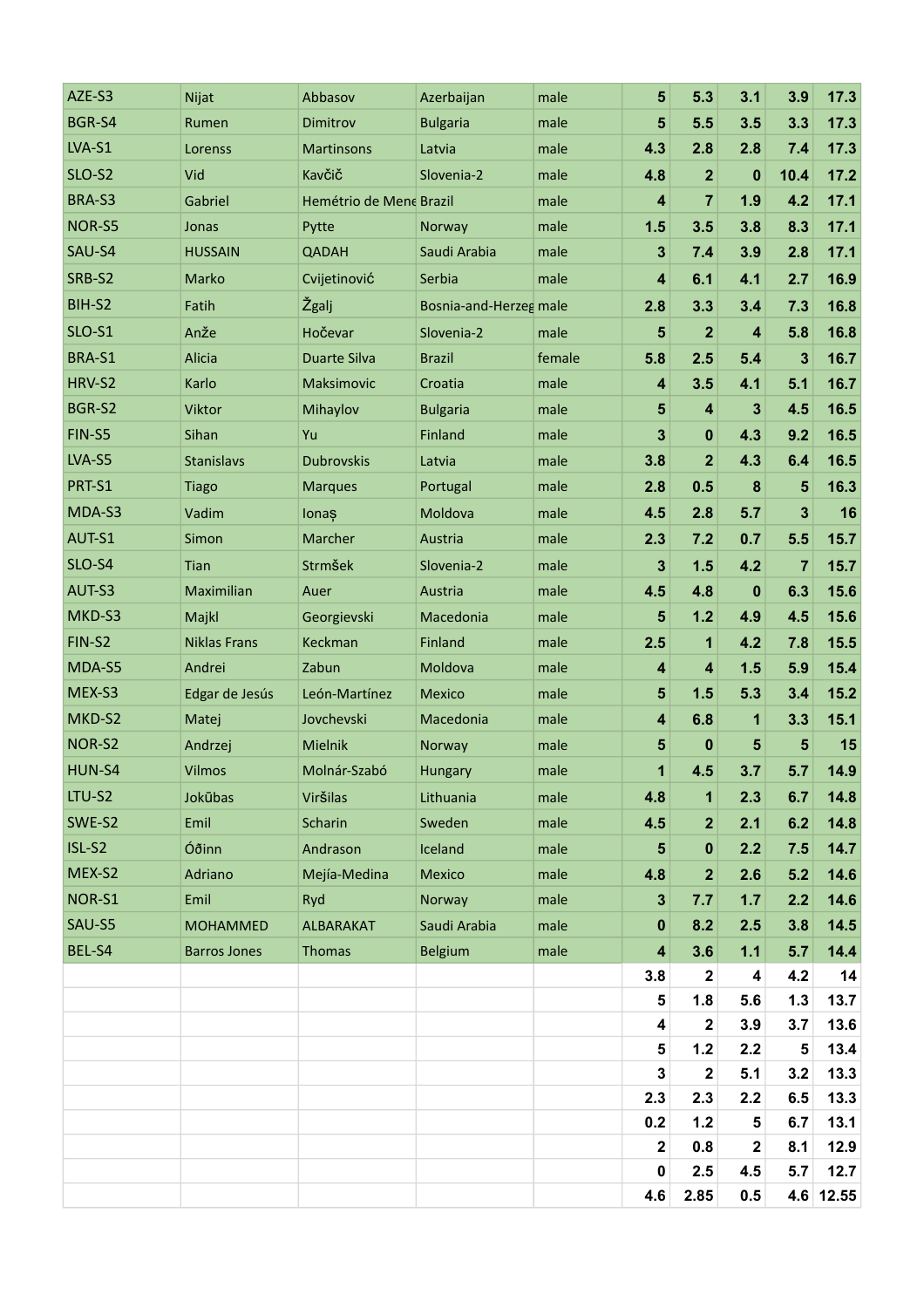| | | | | | | | | | |
|---|---|---|---|---|---|---|---|---|---|
| AZE-S3 | Nijat | Abbasov | Azerbaijan | male | 5 | 5.3 | 3.1 | 3.9 | 17.3 |
| BGR-S4 | Rumen | Dimitrov | Bulgaria | male | 5 | 5.5 | 3.5 | 3.3 | 17.3 |
| LVA-S1 | Lorenss | Martinsons | Latvia | male | 4.3 | 2.8 | 2.8 | 7.4 | 17.3 |
| SLO-S2 | Vid | Kavčič | Slovenia-2 | male | 4.8 | 2 | 0 | 10.4 | 17.2 |
| BRA-S3 | Gabriel | Hemétrio de Mene | Brazil | male | 4 | 7 | 1.9 | 4.2 | 17.1 |
| NOR-S5 | Jonas | Pytte | Norway | male | 1.5 | 3.5 | 3.8 | 8.3 | 17.1 |
| SAU-S4 | HUSSAIN | QADAH | Saudi Arabia | male | 3 | 7.4 | 3.9 | 2.8 | 17.1 |
| SRB-S2 | Marko | Cvijetinović | Serbia | male | 4 | 6.1 | 4.1 | 2.7 | 16.9 |
| BIH-S2 | Fatih | Žgalj | Bosnia-and-Herzeg | male | 2.8 | 3.3 | 3.4 | 7.3 | 16.8 |
| SLO-S1 | Anže | Hočevar | Slovenia-2 | male | 5 | 2 | 4 | 5.8 | 16.8 |
| BRA-S1 | Alicia | Duarte Silva | Brazil | female | 5.8 | 2.5 | 5.4 | 3 | 16.7 |
| HRV-S2 | Karlo | Maksimovic | Croatia | male | 4 | 3.5 | 4.1 | 5.1 | 16.7 |
| BGR-S2 | Viktor | Mihaylov | Bulgaria | male | 5 | 4 | 3 | 4.5 | 16.5 |
| FIN-S5 | Sihan | Yu | Finland | male | 3 | 0 | 4.3 | 9.2 | 16.5 |
| LVA-S5 | Stanislavs | Dubrovskis | Latvia | male | 3.8 | 2 | 4.3 | 6.4 | 16.5 |
| PRT-S1 | Tiago | Marques | Portugal | male | 2.8 | 0.5 | 8 | 5 | 16.3 |
| MDA-S3 | Vadim | Ionaș | Moldova | male | 4.5 | 2.8 | 5.7 | 3 | 16 |
| AUT-S1 | Simon | Marcher | Austria | male | 2.3 | 7.2 | 0.7 | 5.5 | 15.7 |
| SLO-S4 | Tian | Strmšek | Slovenia-2 | male | 3 | 1.5 | 4.2 | 7 | 15.7 |
| AUT-S3 | Maximilian | Auer | Austria | male | 4.5 | 4.8 | 0 | 6.3 | 15.6 |
| MKD-S3 | Majkl | Georgievski | Macedonia | male | 5 | 1.2 | 4.9 | 4.5 | 15.6 |
| FIN-S2 | Niklas Frans | Keckman | Finland | male | 2.5 | 1 | 4.2 | 7.8 | 15.5 |
| MDA-S5 | Andrei | Zabun | Moldova | male | 4 | 4 | 1.5 | 5.9 | 15.4 |
| MEX-S3 | Edgar de Jesús | León-Martínez | Mexico | male | 5 | 1.5 | 5.3 | 3.4 | 15.2 |
| MKD-S2 | Matej | Jovchevski | Macedonia | male | 4 | 6.8 | 1 | 3.3 | 15.1 |
| NOR-S2 | Andrzej | Mielnik | Norway | male | 5 | 0 | 5 | 5 | 15 |
| HUN-S4 | Vilmos | Molnár-Szabó | Hungary | male | 1 | 4.5 | 3.7 | 5.7 | 14.9 |
| LTU-S2 | Jokūbas | Viršilas | Lithuania | male | 4.8 | 1 | 2.3 | 6.7 | 14.8 |
| SWE-S2 | Emil | Scharin | Sweden | male | 4.5 | 2 | 2.1 | 6.2 | 14.8 |
| ISL-S2 | Óðinn | Andrason | Iceland | male | 5 | 0 | 2.2 | 7.5 | 14.7 |
| MEX-S2 | Adriano | Mejía-Medina | Mexico | male | 4.8 | 2 | 2.6 | 5.2 | 14.6 |
| NOR-S1 | Emil | Ryd | Norway | male | 3 | 7.7 | 1.7 | 2.2 | 14.6 |
| SAU-S5 | MOHAMMED | ALBARAKAT | Saudi Arabia | male | 0 | 8.2 | 2.5 | 3.8 | 14.5 |
| BEL-S4 | Barros Jones | Thomas | Belgium | male | 4 | 3.6 | 1.1 | 5.7 | 14.4 |
| | | | | | 3.8 | 2 | 4 | 4.2 | 14 |
| | | | | | 5 | 1.8 | 5.6 | 1.3 | 13.7 |
| | | | | | 4 | 2 | 3.9 | 3.7 | 13.6 |
| | | | | | 5 | 1.2 | 2.2 | 5 | 13.4 |
| | | | | | 3 | 2 | 5.1 | 3.2 | 13.3 |
| | | | | | 2.3 | 2.3 | 2.2 | 6.5 | 13.3 |
| | | | | | 0.2 | 1.2 | 5 | 6.7 | 13.1 |
| | | | | | 2 | 0.8 | 2 | 8.1 | 12.9 |
| | | | | | 0 | 2.5 | 4.5 | 5.7 | 12.7 |
| | | | | | 4.6 | 2.85 | 0.5 | 4.6 | 12.55 |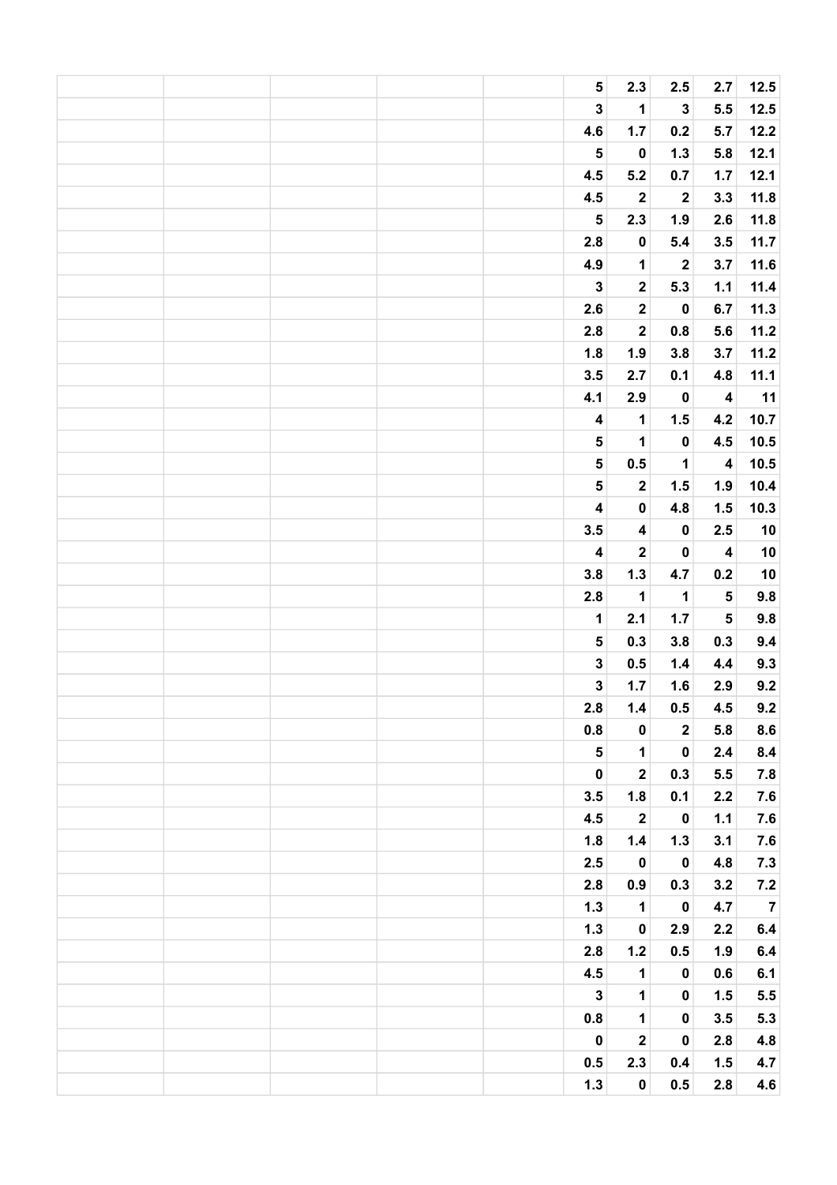| | | | | | | | | | |
|---|---|---|---|---|---|---|---|---|---|
| | | | | | 5 | 2.3 | 2.5 | 2.7 | 12.5 |
| | | | | | 3 | 1 | 3 | 5.5 | 12.5 |
| | | | | | 4.6 | 1.7 | 0.2 | 5.7 | 12.2 |
| | | | | | 5 | 0 | 1.3 | 5.8 | 12.1 |
| | | | | | 4.5 | 5.2 | 0.7 | 1.7 | 12.1 |
| | | | | | 4.5 | 2 | 2 | 3.3 | 11.8 |
| | | | | | 5 | 2.3 | 1.9 | 2.6 | 11.8 |
| | | | | | 2.8 | 0 | 5.4 | 3.5 | 11.7 |
| | | | | | 4.9 | 1 | 2 | 3.7 | 11.6 |
| | | | | | 3 | 2 | 5.3 | 1.1 | 11.4 |
| | | | | | 2.6 | 2 | 0 | 6.7 | 11.3 |
| | | | | | 2.8 | 2 | 0.8 | 5.6 | 11.2 |
| | | | | | 1.8 | 1.9 | 3.8 | 3.7 | 11.2 |
| | | | | | 3.5 | 2.7 | 0.1 | 4.8 | 11.1 |
| | | | | | 4.1 | 2.9 | 0 | 4 | 11 |
| | | | | | 4 | 1 | 1.5 | 4.2 | 10.7 |
| | | | | | 5 | 1 | 0 | 4.5 | 10.5 |
| | | | | | 5 | 0.5 | 1 | 4 | 10.5 |
| | | | | | 5 | 2 | 1.5 | 1.9 | 10.4 |
| | | | | | 4 | 0 | 4.8 | 1.5 | 10.3 |
| | | | | | 3.5 | 4 | 0 | 2.5 | 10 |
| | | | | | 4 | 2 | 0 | 4 | 10 |
| | | | | | 3.8 | 1.3 | 4.7 | 0.2 | 10 |
| | | | | | 2.8 | 1 | 1 | 5 | 9.8 |
| | | | | | 1 | 2.1 | 1.7 | 5 | 9.8 |
| | | | | | 5 | 0.3 | 3.8 | 0.3 | 9.4 |
| | | | | | 3 | 0.5 | 1.4 | 4.4 | 9.3 |
| | | | | | 3 | 1.7 | 1.6 | 2.9 | 9.2 |
| | | | | | 2.8 | 1.4 | 0.5 | 4.5 | 9.2 |
| | | | | | 0.8 | 0 | 2 | 5.8 | 8.6 |
| | | | | | 5 | 1 | 0 | 2.4 | 8.4 |
| | | | | | 0 | 2 | 0.3 | 5.5 | 7.8 |
| | | | | | 3.5 | 1.8 | 0.1 | 2.2 | 7.6 |
| | | | | | 4.5 | 2 | 0 | 1.1 | 7.6 |
| | | | | | 1.8 | 1.4 | 1.3 | 3.1 | 7.6 |
| | | | | | 2.5 | 0 | 0 | 4.8 | 7.3 |
| | | | | | 2.8 | 0.9 | 0.3 | 3.2 | 7.2 |
| | | | | | 1.3 | 1 | 0 | 4.7 | 7 |
| | | | | | 1.3 | 0 | 2.9 | 2.2 | 6.4 |
| | | | | | 2.8 | 1.2 | 0.5 | 1.9 | 6.4 |
| | | | | | 4.5 | 1 | 0 | 0.6 | 6.1 |
| | | | | | 3 | 1 | 0 | 1.5 | 5.5 |
| | | | | | 0.8 | 1 | 0 | 3.5 | 5.3 |
| | | | | | 0 | 2 | 0 | 2.8 | 4.8 |
| | | | | | 0.5 | 2.3 | 0.4 | 1.5 | 4.7 |
| | | | | | 1.3 | 0 | 0.5 | 2.8 | 4.6 |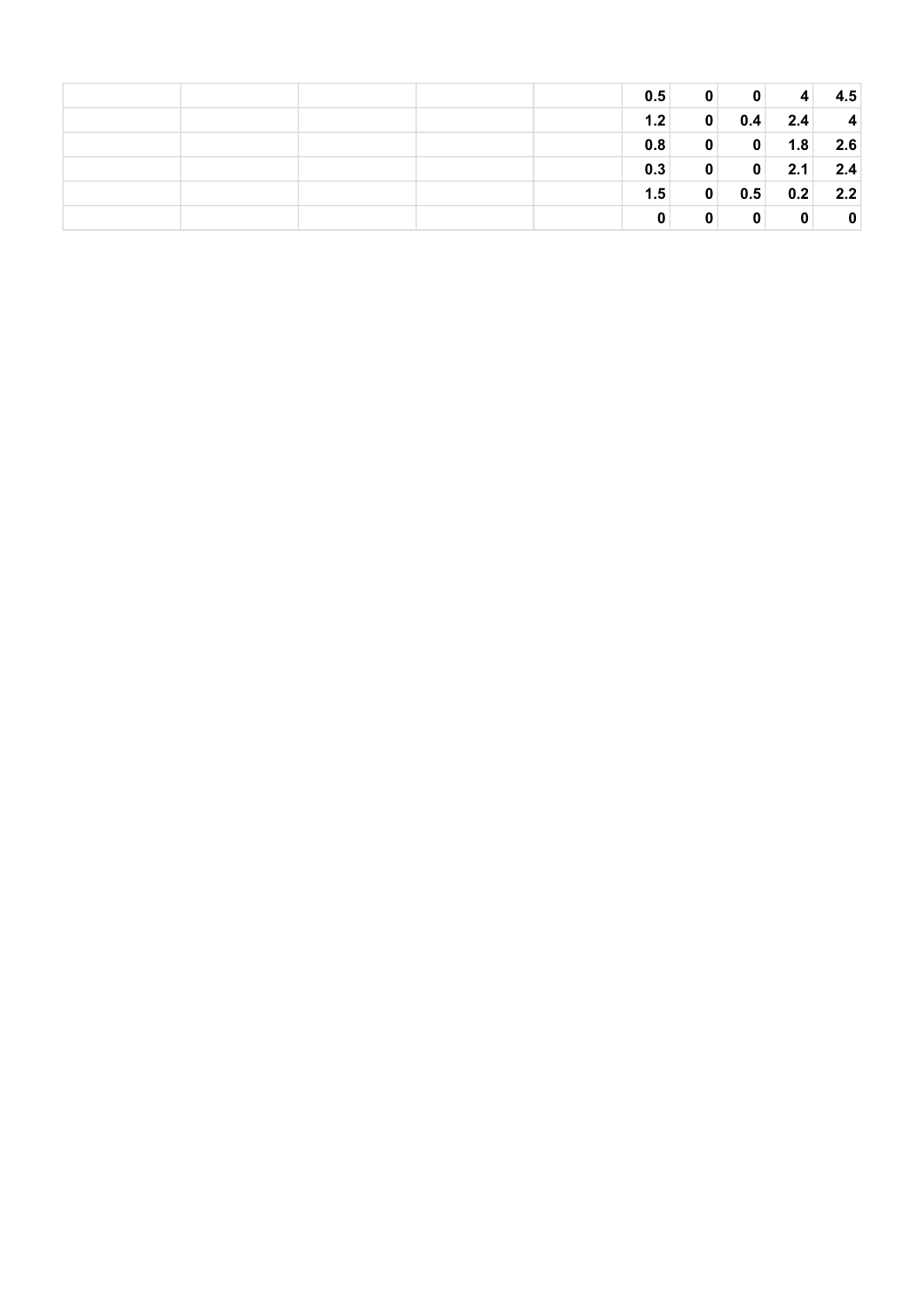| | | | | | | | | | |
|---|---|---|---|---|---|---|---|---|---|
| | | | | | **0.5** | **0** | **0** | **4** | **4.5** |
| | | | | | **1.2** | **0** | **0.4** | **2.4** | **4** |
| | | | | | **0.8** | **0** | **0** | **1.8** | **2.6** |
| | | | | | **0.3** | **0** | **0** | **2.1** | **2.4** |
| | | | | | **1.5** | **0** | **0.5** | **0.2** | **2.2** |
| | | | | | **0** | **0** | **0** | **0** | **0** |